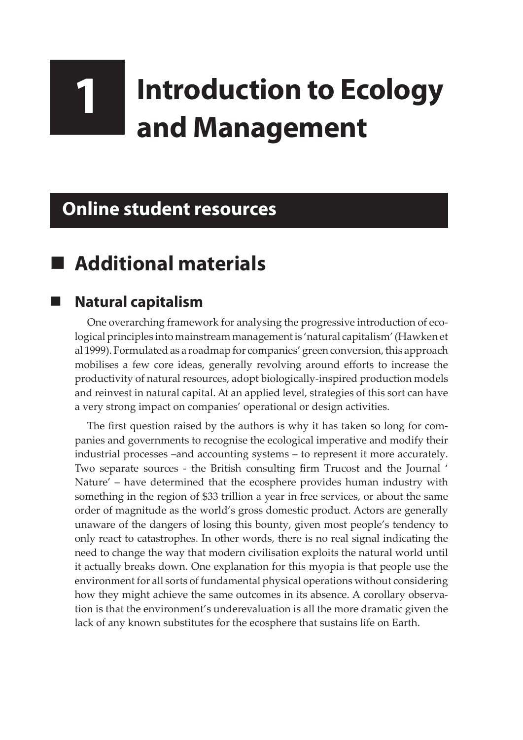# 1 Introduction to Ecology and Management

## Online student resources

## Additional materials

### Natural capitalism

One overarching framework for analysing the progressive introduction of ecological principles into mainstream management is 'natural capitalism' (Hawken et al 1999). Formulated as a roadmap for companies' green conversion, this approach mobilises a few core ideas, generally revolving around efforts to increase the productivity of natural resources, adopt biologically-inspired production models and reinvest in natural capital. At an applied level, strategies of this sort can have a very strong impact on companies' operational or design activities.

The first question raised by the authors is why it has taken so long for companies and governments to recognise the ecological imperative and modify their industrial processes –and accounting systems – to represent it more accurately. Two separate sources - the British consulting firm Trucost and the Journal ' Nature' – have determined that the ecosphere provides human industry with something in the region of $33 trillion a year in free services, or about the same order of magnitude as the world's gross domestic product. Actors are generally unaware of the dangers of losing this bounty, given most people's tendency to only react to catastrophes. In other words, there is no real signal indicating the need to change the way that modern civilisation exploits the natural world until it actually breaks down. One explanation for this myopia is that people use the environment for all sorts of fundamental physical operations without considering how they might achieve the same outcomes in its absence. A corollary observation is that the environment's underevaluation is all the more dramatic given the lack of any known substitutes for the ecosphere that sustains life on Earth.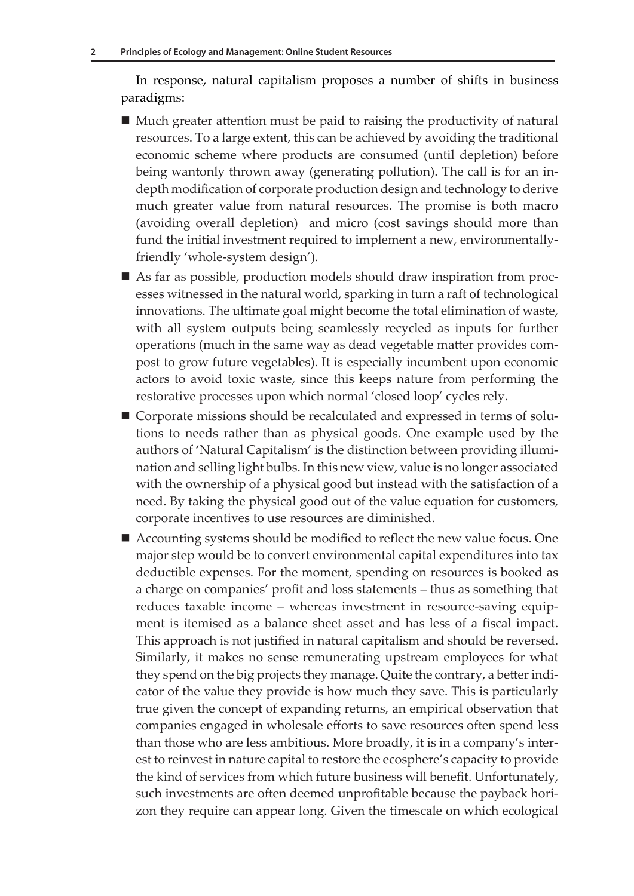In response, natural capitalism proposes a number of shifts in business paradigms:

- Much greater attention must be paid to raising the productivity of natural resources. To a large extent, this can be achieved by avoiding the traditional economic scheme where products are consumed (until depletion) before being wantonly thrown away (generating pollution). The call is for an in-depth modification of corporate production design and technology to derive much greater value from natural resources. The promise is both macro (avoiding overall depletion) and micro (cost savings should more than fund the initial investment required to implement a new, environmentally-friendly 'whole-system design').
- As far as possible, production models should draw inspiration from processes witnessed in the natural world, sparking in turn a raft of technological innovations. The ultimate goal might become the total elimination of waste, with all system outputs being seamlessly recycled as inputs for further operations (much in the same way as dead vegetable matter provides compost to grow future vegetables). It is especially incumbent upon economic actors to avoid toxic waste, since this keeps nature from performing the restorative processes upon which normal 'closed loop' cycles rely.
- Corporate missions should be recalculated and expressed in terms of solutions to needs rather than as physical goods. One example used by the authors of 'Natural Capitalism' is the distinction between providing illumination and selling light bulbs. In this new view, value is no longer associated with the ownership of a physical good but instead with the satisfaction of a need. By taking the physical good out of the value equation for customers, corporate incentives to use resources are diminished.
- Accounting systems should be modified to reflect the new value focus. One major step would be to convert environmental capital expenditures into tax deductible expenses. For the moment, spending on resources is booked as a charge on companies' profit and loss statements – thus as something that reduces taxable income – whereas investment in resource-saving equipment is itemised as a balance sheet asset and has less of a fiscal impact. This approach is not justified in natural capitalism and should be reversed. Similarly, it makes no sense remunerating upstream employees for what they spend on the big projects they manage. Quite the contrary, a better indicator of the value they provide is how much they save. This is particularly true given the concept of expanding returns, an empirical observation that companies engaged in wholesale efforts to save resources often spend less than those who are less ambitious. More broadly, it is in a company's interest to reinvest in nature capital to restore the ecosphere's capacity to provide the kind of services from which future business will benefit. Unfortunately, such investments are often deemed unprofitable because the payback horizon they require can appear long. Given the timescale on which ecological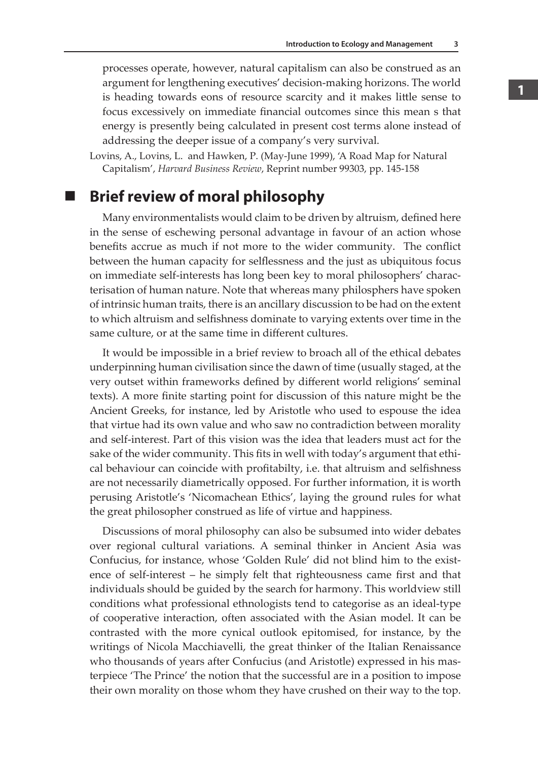processes operate, however, natural capitalism can also be construed as an argument for lengthening executives' decision-making horizons. The world is heading towards eons of resource scarcity and it makes little sense to focus excessively on immediate financial outcomes since this mean s that energy is presently being calculated in present cost terms alone instead of addressing the deeper issue of a company's very survival.

Lovins, A., Lovins, L. and Hawken, P. (May-June 1999), 'A Road Map for Natural Capitalism', *Harvard Business Review*, Reprint number 99303, pp. 145-158

## Brief review of moral philosophy

Many environmentalists would claim to be driven by altruism, defined here in the sense of eschewing personal advantage in favour of an action whose benefits accrue as much if not more to the wider community. The conflict between the human capacity for selflessness and the just as ubiquitous focus on immediate self-interests has long been key to moral philosophers' characterisation of human nature. Note that whereas many philosphers have spoken of intrinsic human traits, there is an ancillary discussion to be had on the extent to which altruism and selfishness dominate to varying extents over time in the same culture, or at the same time in different cultures.

It would be impossible in a brief review to broach all of the ethical debates underpinning human civilisation since the dawn of time (usually staged, at the very outset within frameworks defined by different world religions' seminal texts). A more finite starting point for discussion of this nature might be the Ancient Greeks, for instance, led by Aristotle who used to espouse the idea that virtue had its own value and who saw no contradiction between morality and self-interest. Part of this vision was the idea that leaders must act for the sake of the wider community. This fits in well with today's argument that ethical behaviour can coincide with profitabilty, i.e. that altruism and selfishness are not necessarily diametrically opposed. For further information, it is worth perusing Aristotle's 'Nicomachean Ethics', laying the ground rules for what the great philosopher construed as life of virtue and happiness.

Discussions of moral philosophy can also be subsumed into wider debates over regional cultural variations. A seminal thinker in Ancient Asia was Confucius, for instance, whose 'Golden Rule' did not blind him to the existence of self-interest – he simply felt that righteousness came first and that individuals should be guided by the search for harmony. This worldview still conditions what professional ethnologists tend to categorise as an ideal-type of cooperative interaction, often associated with the Asian model. It can be contrasted with the more cynical outlook epitomised, for instance, by the writings of Nicola Macchiavelli, the great thinker of the Italian Renaissance who thousands of years after Confucius (and Aristotle) expressed in his masterpiece 'The Prince' the notion that the successful are in a position to impose their own morality on those whom they have crushed on their way to the top.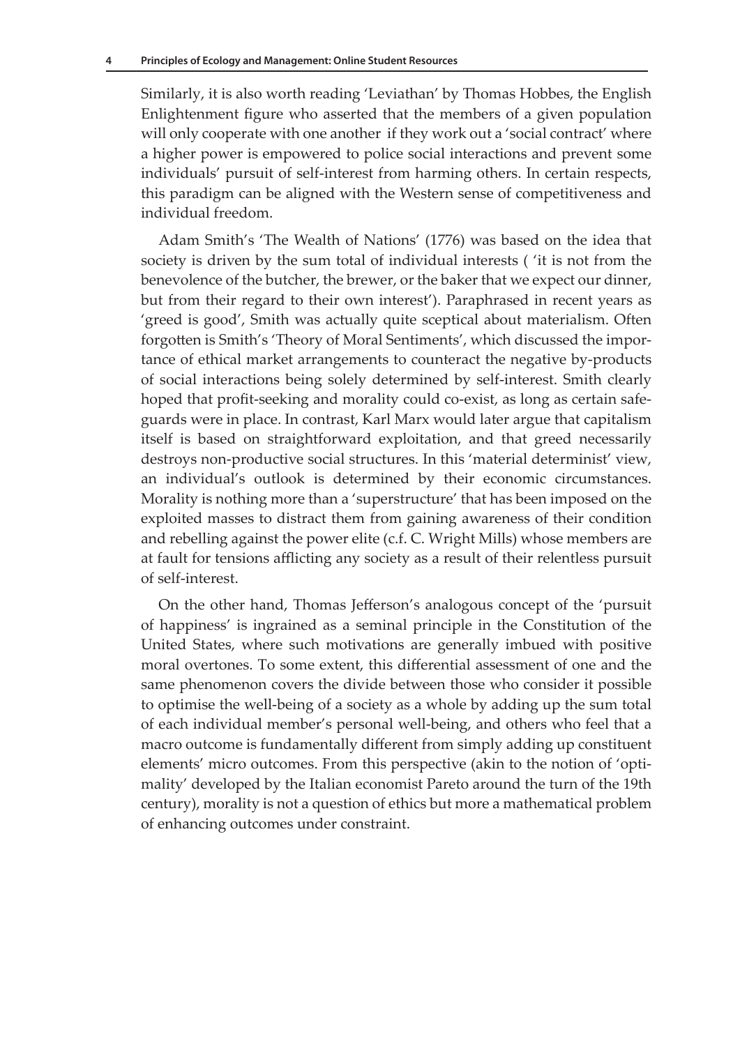Similarly, it is also worth reading 'Leviathan' by Thomas Hobbes, the English Enlightenment figure who asserted that the members of a given population will only cooperate with one another if they work out a 'social contract' where a higher power is empowered to police social interactions and prevent some individuals' pursuit of self-interest from harming others. In certain respects, this paradigm can be aligned with the Western sense of competitiveness and individual freedom.

Adam Smith's 'The Wealth of Nations' (1776) was based on the idea that society is driven by the sum total of individual interests ( 'it is not from the benevolence of the butcher, the brewer, or the baker that we expect our dinner, but from their regard to their own interest'). Paraphrased in recent years as 'greed is good', Smith was actually quite sceptical about materialism. Often forgotten is Smith's 'Theory of Moral Sentiments', which discussed the importance of ethical market arrangements to counteract the negative by-products of social interactions being solely determined by self-interest. Smith clearly hoped that profit-seeking and morality could co-exist, as long as certain safeguards were in place. In contrast, Karl Marx would later argue that capitalism itself is based on straightforward exploitation, and that greed necessarily destroys non-productive social structures. In this 'material determinist' view, an individual's outlook is determined by their economic circumstances. Morality is nothing more than a 'superstructure' that has been imposed on the exploited masses to distract them from gaining awareness of their condition and rebelling against the power elite (c.f. C. Wright Mills) whose members are at fault for tensions afflicting any society as a result of their relentless pursuit of self-interest.

On the other hand, Thomas Jefferson's analogous concept of the 'pursuit of happiness' is ingrained as a seminal principle in the Constitution of the United States, where such motivations are generally imbued with positive moral overtones. To some extent, this differential assessment of one and the same phenomenon covers the divide between those who consider it possible to optimise the well-being of a society as a whole by adding up the sum total of each individual member's personal well-being, and others who feel that a macro outcome is fundamentally different from simply adding up constituent elements' micro outcomes. From this perspective (akin to the notion of 'optimality' developed by the Italian economist Pareto around the turn of the 19th century), morality is not a question of ethics but more a mathematical problem of enhancing outcomes under constraint.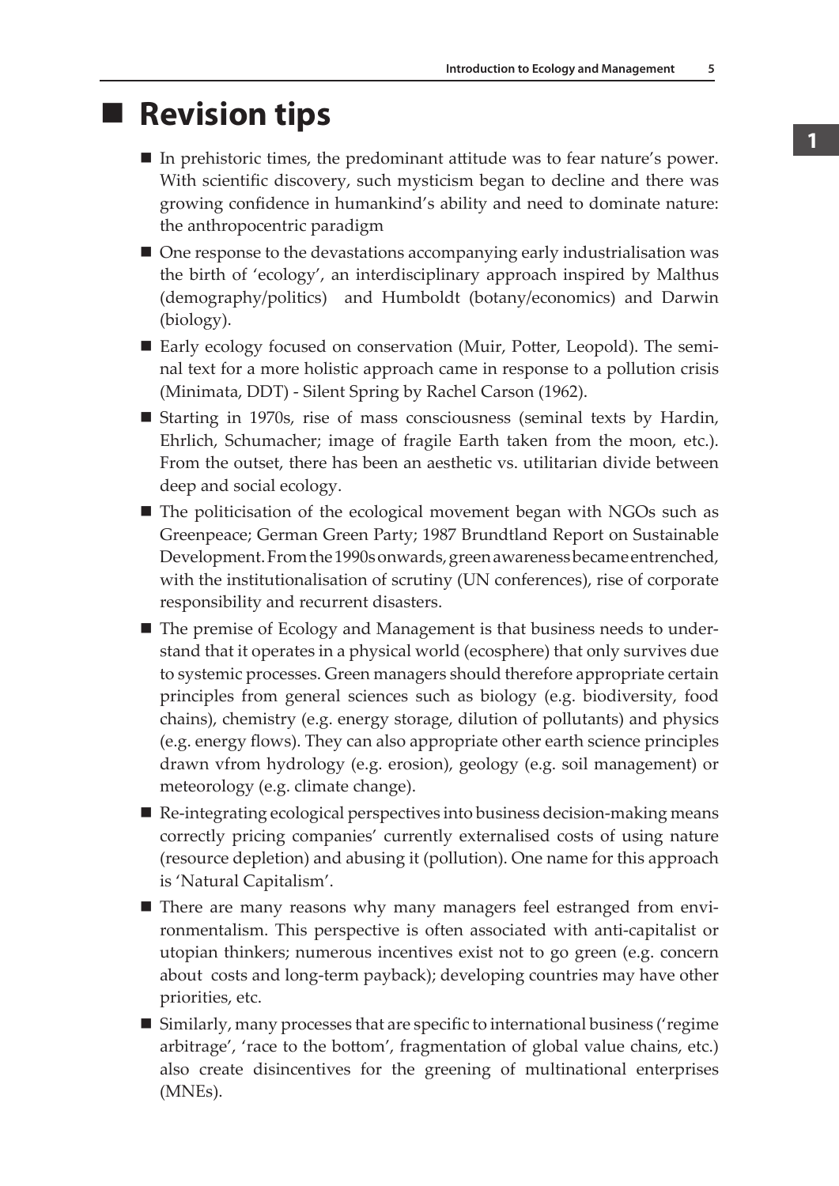## Revision tips

- In prehistoric times, the predominant attitude was to fear nature's power. With scientific discovery, such mysticism began to decline and there was growing confidence in humankind's ability and need to dominate nature: the anthropocentric paradigm
- One response to the devastations accompanying early industrialisation was the birth of 'ecology', an interdisciplinary approach inspired by Malthus (demography/politics) and Humboldt (botany/economics) and Darwin (biology).
- Early ecology focused on conservation (Muir, Potter, Leopold). The seminal text for a more holistic approach came in response to a pollution crisis (Minimata, DDT) - Silent Spring by Rachel Carson (1962).
- Starting in 1970s, rise of mass consciousness (seminal texts by Hardin, Ehrlich, Schumacher; image of fragile Earth taken from the moon, etc.). From the outset, there has been an aesthetic vs. utilitarian divide between deep and social ecology.
- The politicisation of the ecological movement began with NGOs such as Greenpeace; German Green Party; 1987 Brundtland Report on Sustainable Development. From the 1990s onwards, green awareness became entrenched, with the institutionalisation of scrutiny (UN conferences), rise of corporate responsibility and recurrent disasters.
- The premise of Ecology and Management is that business needs to understand that it operates in a physical world (ecosphere) that only survives due to systemic processes. Green managers should therefore appropriate certain principles from general sciences such as biology (e.g. biodiversity, food chains), chemistry (e.g. energy storage, dilution of pollutants) and physics (e.g. energy flows). They can also appropriate other earth science principles drawn vfrom hydrology (e.g. erosion), geology (e.g. soil management) or meteorology (e.g. climate change).
- Re-integrating ecological perspectives into business decision-making means correctly pricing companies' currently externalised costs of using nature (resource depletion) and abusing it (pollution). One name for this approach is 'Natural Capitalism'.
- There are many reasons why many managers feel estranged from environmentalism. This perspective is often associated with anti-capitalist or utopian thinkers; numerous incentives exist not to go green (e.g. concern about costs and long-term payback); developing countries may have other priorities, etc.
- Similarly, many processes that are specific to international business ('regime arbitrage', 'race to the bottom', fragmentation of global value chains, etc.) also create disincentives for the greening of multinational enterprises (MNEs).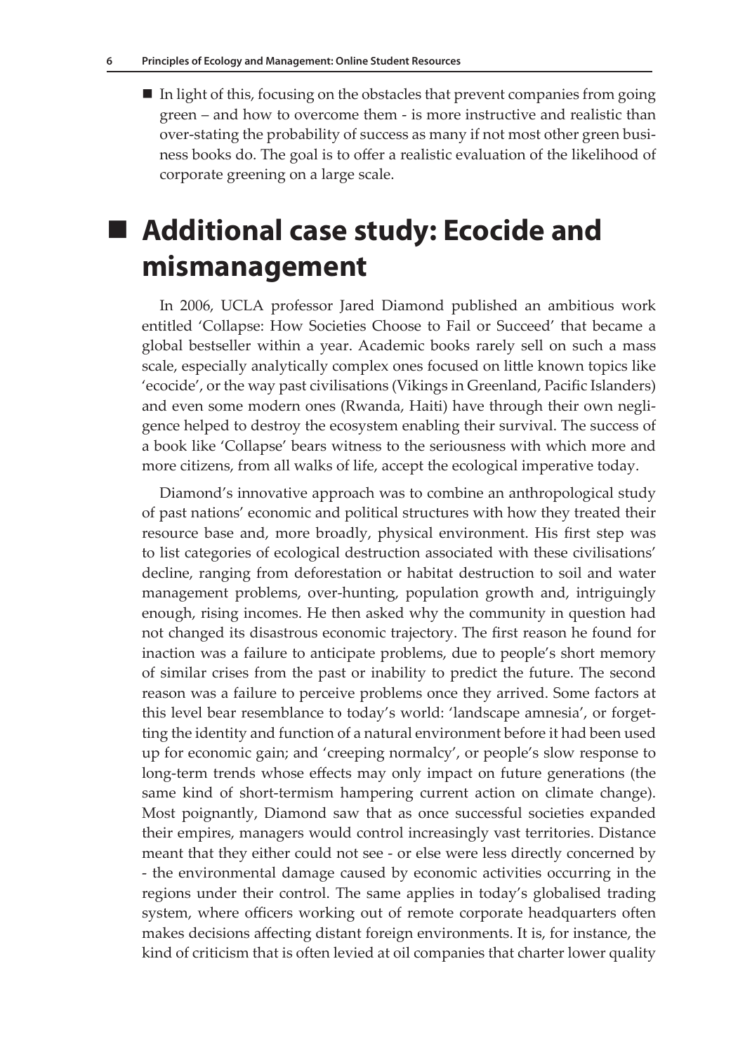- In light of this, focusing on the obstacles that prevent companies from going green – and how to overcome them - is more instructive and realistic than over-stating the probability of success as many if not most other green business books do. The goal is to offer a realistic evaluation of the likelihood of corporate greening on a large scale.

## Additional case study: Ecocide and mismanagement

In 2006, UCLA professor Jared Diamond published an ambitious work entitled 'Collapse: How Societies Choose to Fail or Succeed' that became a global bestseller within a year. Academic books rarely sell on such a mass scale, especially analytically complex ones focused on little known topics like 'ecocide', or the way past civilisations (Vikings in Greenland, Pacific Islanders) and even some modern ones (Rwanda, Haiti) have through their own negligence helped to destroy the ecosystem enabling their survival. The success of a book like 'Collapse' bears witness to the seriousness with which more and more citizens, from all walks of life, accept the ecological imperative today.

Diamond's innovative approach was to combine an anthropological study of past nations' economic and political structures with how they treated their resource base and, more broadly, physical environment. His first step was to list categories of ecological destruction associated with these civilisations' decline, ranging from deforestation or habitat destruction to soil and water management problems, over-hunting, population growth and, intriguingly enough, rising incomes. He then asked why the community in question had not changed its disastrous economic trajectory. The first reason he found for inaction was a failure to anticipate problems, due to people's short memory of similar crises from the past or inability to predict the future. The second reason was a failure to perceive problems once they arrived. Some factors at this level bear resemblance to today's world: 'landscape amnesia', or forgetting the identity and function of a natural environment before it had been used up for economic gain; and 'creeping normalcy', or people's slow response to long-term trends whose effects may only impact on future generations (the same kind of short-termism hampering current action on climate change). Most poignantly, Diamond saw that as once successful societies expanded their empires, managers would control increasingly vast territories. Distance meant that they either could not see - or else were less directly concerned by - the environmental damage caused by economic activities occurring in the regions under their control. The same applies in today's globalised trading system, where officers working out of remote corporate headquarters often makes decisions affecting distant foreign environments. It is, for instance, the kind of criticism that is often levied at oil companies that charter lower quality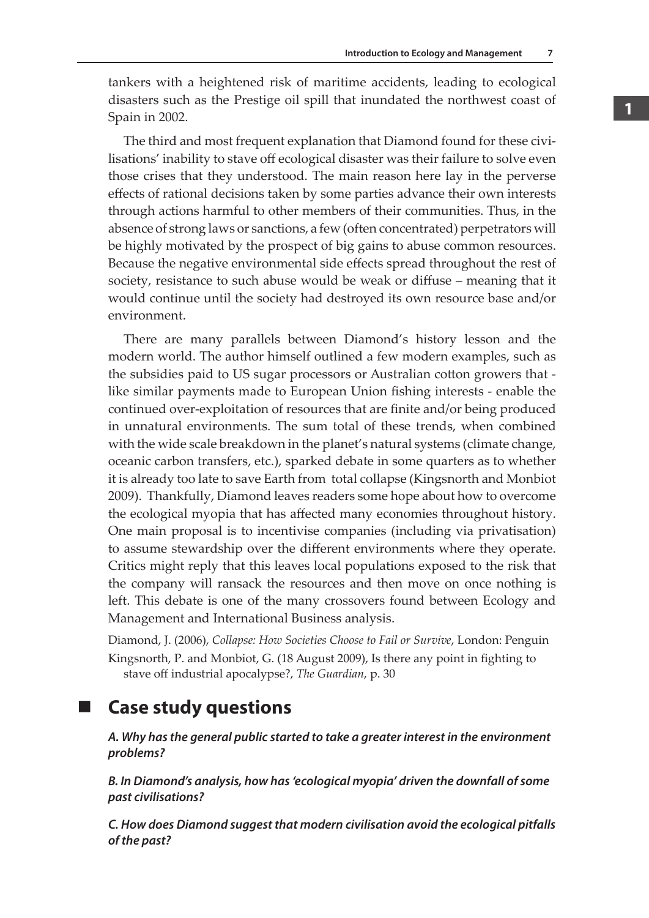tankers with a heightened risk of maritime accidents, leading to ecological disasters such as the Prestige oil spill that inundated the northwest coast of Spain in 2002.

The third and most frequent explanation that Diamond found for these civilisations' inability to stave off ecological disaster was their failure to solve even those crises that they understood. The main reason here lay in the perverse effects of rational decisions taken by some parties advance their own interests through actions harmful to other members of their communities. Thus, in the absence of strong laws or sanctions, a few (often concentrated) perpetrators will be highly motivated by the prospect of big gains to abuse common resources. Because the negative environmental side effects spread throughout the rest of society, resistance to such abuse would be weak or diffuse – meaning that it would continue until the society had destroyed its own resource base and/or environment.

There are many parallels between Diamond's history lesson and the modern world. The author himself outlined a few modern examples, such as the subsidies paid to US sugar processors or Australian cotton growers that - like similar payments made to European Union fishing interests - enable the continued over-exploitation of resources that are finite and/or being produced in unnatural environments. The sum total of these trends, when combined with the wide scale breakdown in the planet's natural systems (climate change, oceanic carbon transfers, etc.), sparked debate in some quarters as to whether it is already too late to save Earth from total collapse (Kingsnorth and Monbiot 2009). Thankfully, Diamond leaves readers some hope about how to overcome the ecological myopia that has affected many economies throughout history. One main proposal is to incentivise companies (including via privatisation) to assume stewardship over the different environments where they operate. Critics might reply that this leaves local populations exposed to the risk that the company will ransack the resources and then move on once nothing is left. This debate is one of the many crossovers found between Ecology and Management and International Business analysis.

Diamond, J. (2006), *Collapse: How Societies Choose to Fail or Survive*, London: Penguin

Kingsnorth, P. and Monbiot, G. (18 August 2009), Is there any point in fighting to stave off industrial apocalypse?, *The Guardian*, p. 30

## Case study questions

**A. Why has the general public started to take a greater interest in the environment problems?**

**B. In Diamond's analysis, how has 'ecological myopia' driven the downfall of some past civilisations?**

**C. How does Diamond suggest that modern civilisation avoid the ecological pitfalls of the past?**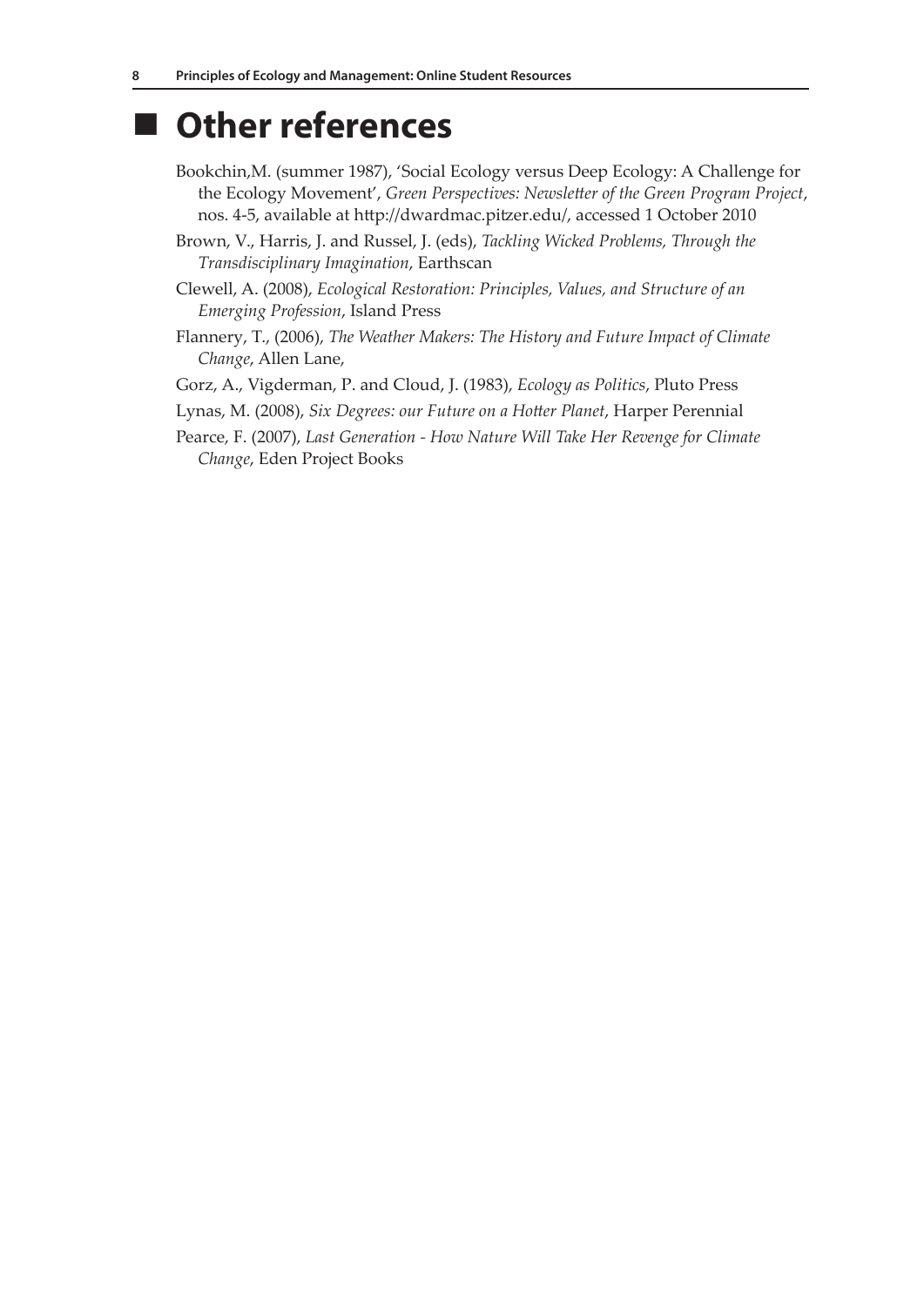## Other references

Bookchin,M. (summer 1987), 'Social Ecology versus Deep Ecology: A Challenge for the Ecology Movement', *Green Perspectives: Newsletter of the Green Program Project*, nos. 4-5, available at http://dwardmac.pitzer.edu/, accessed 1 October 2010

Brown, V., Harris, J. and Russel, J. (eds), *Tackling Wicked Problems, Through the Transdisciplinary Imagination*, Earthscan

Clewell, A. (2008), *Ecological Restoration: Principles, Values, and Structure of an Emerging Profession*, Island Press

Flannery, T., (2006), *The Weather Makers: The History and Future Impact of Climate Change*, Allen Lane,

Gorz, A., Vigderman, P. and Cloud, J. (1983), *Ecology as Politics*, Pluto Press

Lynas, M. (2008), *Six Degrees: our Future on a Hotter Planet*, Harper Perennial

Pearce, F. (2007), *Last Generation - How Nature Will Take Her Revenge for Climate Change*, Eden Project Books